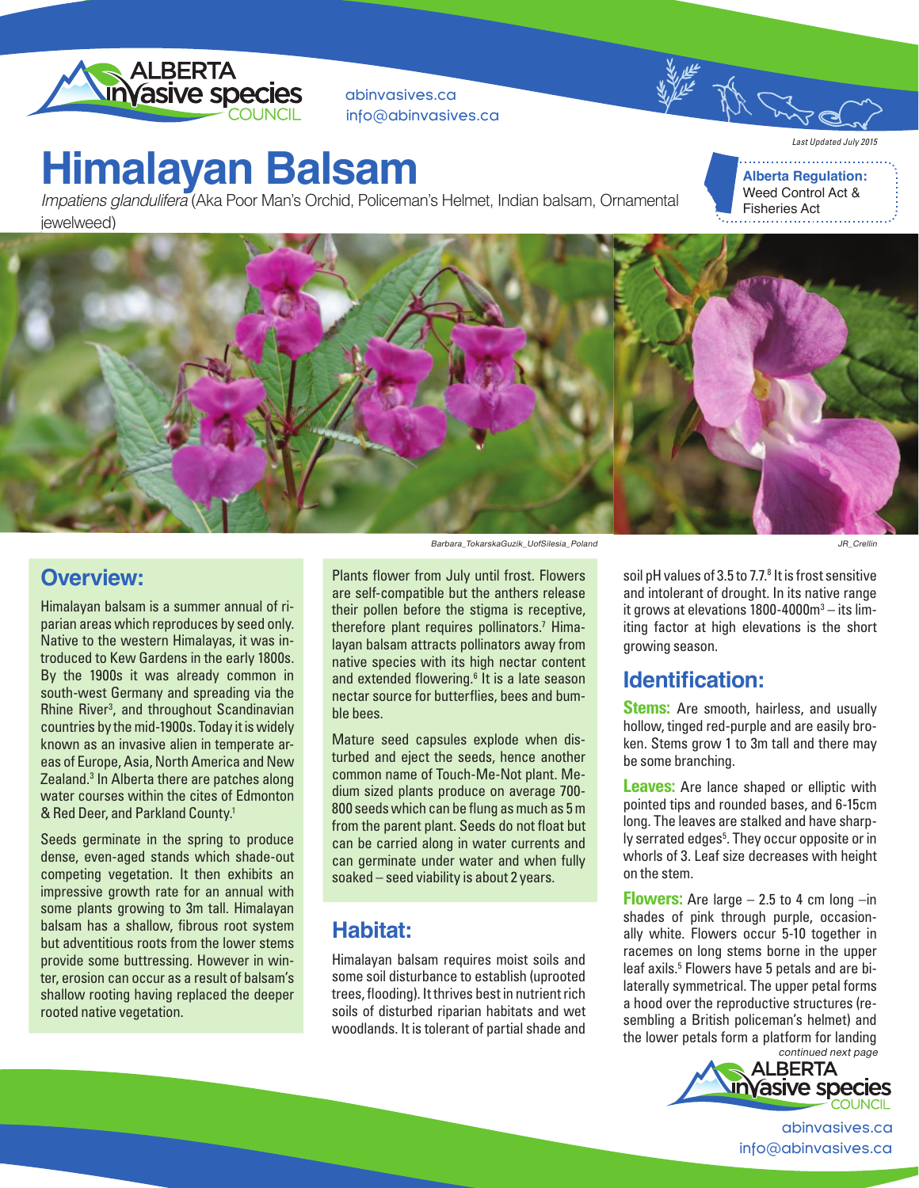abinvasives.ca
info@abinvasives.ca

*Last Updated July 2015*

# Himalayan Balsam

*Impatiens glandulifera* (Aka Poor Man's Orchid, Policeman's Helmet, Indian balsam, Ornamental jewelweed)

**Alberta Regulation:** Weed Control Act & Fisheries Act

Barbara_TokarskaGuzik_UofSilesia_Poland

JR_Crellin

## Overview:

Himalayan balsam is a summer annual of riparian areas which reproduces by seed only. Native to the western Himalayas, it was introduced to Kew Gardens in the early 1800s. By the 1900s it was already common in south-west Germany and spreading via the Rhine River[3], and throughout Scandinavian countries by the mid-1900s. Today it is widely known as an invasive alien in temperate areas of Europe, Asia, North America and New Zealand.[3] In Alberta there are patches along water courses within the cites of Edmonton & Red Deer, and Parkland County.[1]

Seeds germinate in the spring to produce dense, even-aged stands which shade-out competing vegetation. It then exhibits an impressive growth rate for an annual with some plants growing to 3m tall. Himalayan balsam has a shallow, fibrous root system but adventitious roots from the lower stems provide some buttressing. However in winter, erosion can occur as a result of balsam's shallow rooting having replaced the deeper rooted native vegetation.

Plants flower from July until frost. Flowers are self-compatible but the anthers release their pollen before the stigma is receptive, therefore plant requires pollinators.[7] Himalayan balsam attracts pollinators away from native species with its high nectar content and extended flowering.[6] It is a late season nectar source for butterflies, bees and bumble bees.

Mature seed capsules explode when disturbed and eject the seeds, hence another common name of Touch-Me-Not plant. Medium sized plants produce on average 700-800 seeds which can be flung as much as 5 m from the parent plant. Seeds do not float but can be carried along in water currents and can germinate under water and when fully soaked – seed viability is about 2 years.

## Habitat:

Himalayan balsam requires moist soils and some soil disturbance to establish (uprooted trees, flooding). It thrives best in nutrient rich soils of disturbed riparian habitats and wet woodlands. It is tolerant of partial shade and soil pH values of 3.5 to 7.7.[8] It is frost sensitive and intolerant of drought. In its native range it grows at elevations 1800-4000m[3] – its limiting factor at high elevations is the short growing season.

## Identification:

**Stems:** Are smooth, hairless, and usually hollow, tinged red-purple and are easily broken. Stems grow 1 to 3m tall and there may be some branching.

**Leaves:** Are lance shaped or elliptic with pointed tips and rounded bases, and 6-15cm long. The leaves are stalked and have sharply serrated edges[5]. They occur opposite or in whorls of 3. Leaf size decreases with height on the stem.

**Flowers:** Are large – 2.5 to 4 cm long –in shades of pink through purple, occasionally white. Flowers occur 5-10 together in racemes on long stems borne in the upper leaf axils.[5] Flowers have 5 petals and are bilaterally symmetrical. The upper petal forms a hood over the reproductive structures (resembling a British policeman's helmet) and the lower petals form a platform for landing

*continued next page*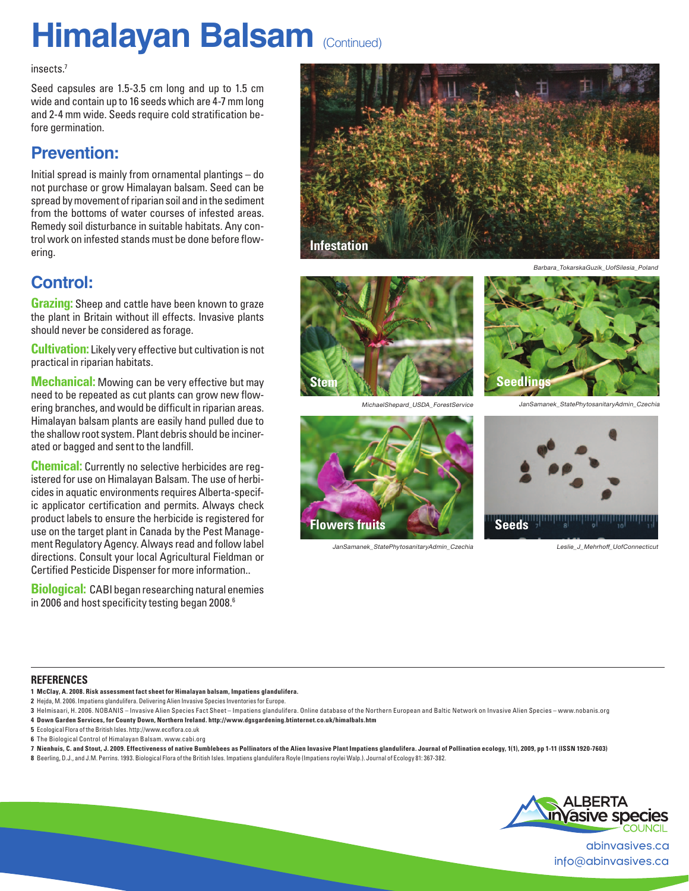# Himalayan Balsam (Continued)

insects.[7]

Seed capsules are 1.5-3.5 cm long and up to 1.5 cm wide and contain up to 16 seeds which are 4-7 mm long and 2-4 mm wide. Seeds require cold stratification before germination.

## Prevention:

Initial spread is mainly from ornamental plantings – do not purchase or grow Himalayan balsam. Seed can be spread by movement of riparian soil and in the sediment from the bottoms of water courses of infested areas. Remedy soil disturbance in suitable habitats. Any control work on infested stands must be done before flowering.

## Control:

**Grazing:** Sheep and cattle have been known to graze the plant in Britain without ill effects. Invasive plants should never be considered as forage.

**Cultivation:** Likely very effective but cultivation is not practical in riparian habitats.

**Mechanical:** Mowing can be very effective but may need to be repeated as cut plants can grow new flowering branches, and would be difficult in riparian areas. Himalayan balsam plants are easily hand pulled due to the shallow root system. Plant debris should be incinerated or bagged and sent to the landfill.

**Chemical:** Currently no selective herbicides are registered for use on Himalayan Balsam. The use of herbicides in aquatic environments requires Alberta-specific applicator certification and permits. Always check product labels to ensure the herbicide is registered for use on the target plant in Canada by the Pest Management Regulatory Agency. Always read and follow label directions. Consult your local Agricultural Fieldman or Certified Pesticide Dispenser for more information..

**Biological:** CABI began researching natural enemies in 2006 and host specificity testing began 2008.[6]

Infestation

*Barbara_TokarskaGuzik_UofSilesia_Poland*

Stem

*MichaelShepard_USDA_ForestService*

Seedlings

*JanSamanek_StatePhytosanitaryAdmin_Czechia*

Flowers fruits

*JanSamanek_StatePhytosanitaryAdmin_Czechia*

Seeds

*Leslie_J_Mehrhoff_UofConnecticut*

### REFERENCES

1 **McClay, A. 2008. Risk assessment fact sheet for Himalayan balsam, Impatiens glandulifera.**
2 Hejda, M. 2006. Impatiens glandulifera. Delivering Alien Invasive Species Inventories for Europe.
3 Helmisaari, H. 2006. NOBANIS – Invasive Alien Species Fact Sheet – Impatiens glandulifera. Online database of the Northern European and Baltic Network on Invasive Alien Species – www.nobanis.org
4 **Down Garden Services, for County Down, Northern Ireland. http://www.dgsgardening.btinternet.co.uk/himalbals.htm**
5 Ecological Flora of the British Isles. http://www.ecoflora.co.uk
6 The Biological Control of Himalayan Balsam. www.cabi.org
7 **Nienhuis, C. and Stout, J. 2009. Effectiveness of native Bumblebees as Pollinators of the Alien Invasive Plant Impatiens glandulifera. Journal of Pollination ecology, 1(1), 2009, pp 1-11 (ISSN 1920-7603)**
8 Beerling, D.J., and J.M. Perrins. 1993. Biological Flora of the British Isles. Impatiens glandulifera Royle (Impatiens roylei Walp.). Journal of Ecology 81: 367-382.

ALBERTA invasive species COUNCIL

abinvasives.ca
info@abinvasives.ca